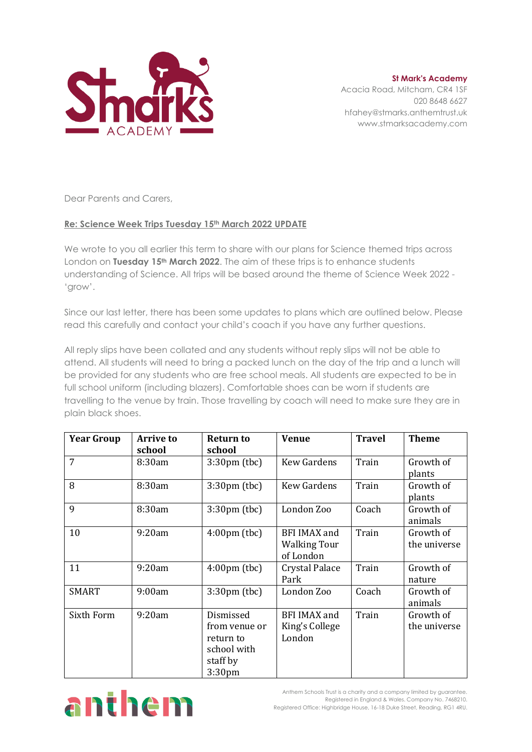**St Mark's Academy**
Acacia Road, Mitcham, CR4 1SF
020 8648 6627
hfahey@stmarks.anthemtrust.uk
www.stmarksacademy.com

Dear Parents and Carers,

**Re: Science Week Trips Tuesday 15th March 2022 UPDATE**

We wrote to you all earlier this term to share with our plans for Science themed trips across London on **Tuesday 15th March 2022**. The aim of these trips is to enhance students understanding of Science. All trips will be based around the theme of Science Week 2022 - 'grow'.

Since our last letter, there has been some updates to plans which are outlined below. Please read this carefully and contact your child's coach if you have any further questions.

All reply slips have been collated and any students without reply slips will not be able to attend. All students will need to bring a packed lunch on the day of the trip and a lunch will be provided for any students who are free school meals. All students are expected to be in full school uniform (including blazers). Comfortable shoes can be worn if students are travelling to the venue by train. Those travelling by coach will need to make sure they are in plain black shoes.

| Year Group | Arrive to school | Return to school | Venue | Travel | Theme |
|---|---|---|---|---|---|
| 7 | 8:30am | 3:30pm (tbc) | Kew Gardens | Train | Growth of plants |
| 8 | 8:30am | 3:30pm (tbc) | Kew Gardens | Train | Growth of plants |
| 9 | 8:30am | 3:30pm (tbc) | London Zoo | Coach | Growth of animals |
| 10 | 9:20am | 4:00pm (tbc) | BFI IMAX and Walking Tour of London | Train | Growth of the universe |
| 11 | 9:20am | 4:00pm (tbc) | Crystal Palace Park | Train | Growth of nature |
| SMART | 9:00am | 3:30pm (tbc) | London Zoo | Coach | Growth of animals |
| Sixth Form | 9:20am | Dismissed from venue or return to school with staff by 3:30pm | BFI IMAX and King's College London | Train | Growth of the universe |

Anthem Schools Trust is a charity and a company limited by guarantee. Registered in England & Wales. Company No. 7468210. Registered Office: Highbridge House, 16-18 Duke Street, Reading, RG1 4RU.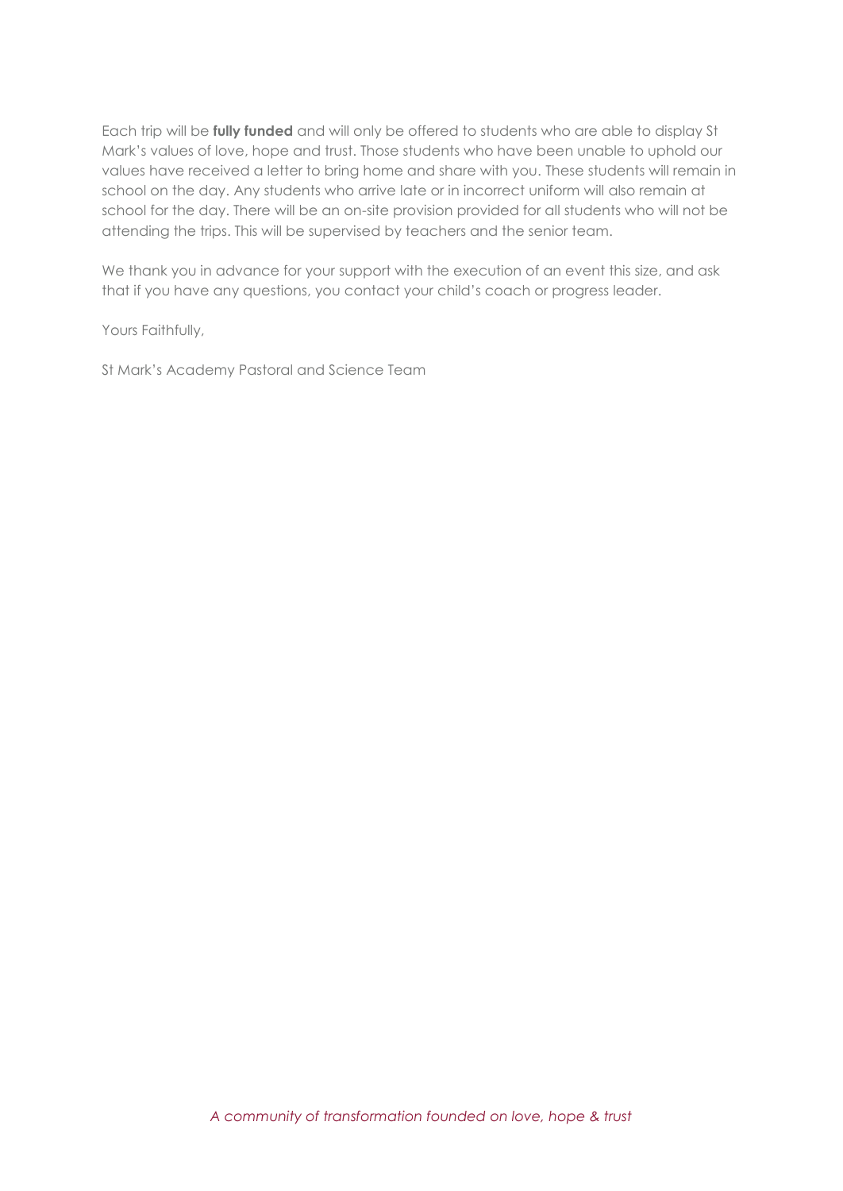Each trip will be **fully funded** and will only be offered to students who are able to display St Mark's values of love, hope and trust. Those students who have been unable to uphold our values have received a letter to bring home and share with you. These students will remain in school on the day. Any students who arrive late or in incorrect uniform will also remain at school for the day. There will be an on-site provision provided for all students who will not be attending the trips. This will be supervised by teachers and the senior team.

We thank you in advance for your support with the execution of an event this size, and ask that if you have any questions, you contact your child's coach or progress leader.

Yours Faithfully,

St Mark's Academy Pastoral and Science Team